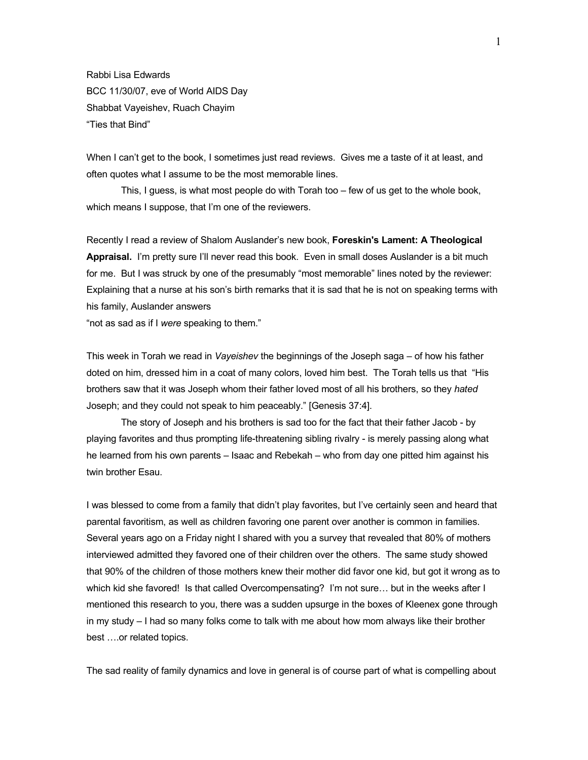Rabbi Lisa Edwards
BCC 11/30/07, eve of World AIDS Day
Shabbat Vayeishev, Ruach Chayim
"Ties that Bind"

When I can't get to the book, I sometimes just read reviews. Gives me a taste of it at least, and often quotes what I assume to be the most memorable lines.

This, I guess, is what most people do with Torah too – few of us get to the whole book, which means I suppose, that I'm one of the reviewers.

Recently I read a review of Shalom Auslander's new book, **Foreskin's Lament: A Theological Appraisal.** I'm pretty sure I'll never read this book. Even in small doses Auslander is a bit much for me. But I was struck by one of the presumably "most memorable" lines noted by the reviewer: Explaining that a nurse at his son's birth remarks that it is sad that he is not on speaking terms with his family, Auslander answers
"not as sad as if I *were* speaking to them."

This week in Torah we read in *Vayeishev* the beginnings of the Joseph saga – of how his father doted on him, dressed him in a coat of many colors, loved him best. The Torah tells us that "His brothers saw that it was Joseph whom their father loved most of all his brothers, so they *hated* Joseph; and they could not speak to him peaceably." [Genesis 37:4].

The story of Joseph and his brothers is sad too for the fact that their father Jacob - by playing favorites and thus prompting life-threatening sibling rivalry - is merely passing along what he learned from his own parents – Isaac and Rebekah – who from day one pitted him against his twin brother Esau.

I was blessed to come from a family that didn't play favorites, but I've certainly seen and heard that parental favoritism, as well as children favoring one parent over another is common in families. Several years ago on a Friday night I shared with you a survey that revealed that 80% of mothers interviewed admitted they favored one of their children over the others. The same study showed that 90% of the children of those mothers knew their mother did favor one kid, but got it wrong as to which kid she favored! Is that called Overcompensating? I'm not sure… but in the weeks after I mentioned this research to you, there was a sudden upsurge in the boxes of Kleenex gone through in my study – I had so many folks come to talk with me about how mom always like their brother best ….or related topics.

The sad reality of family dynamics and love in general is of course part of what is compelling about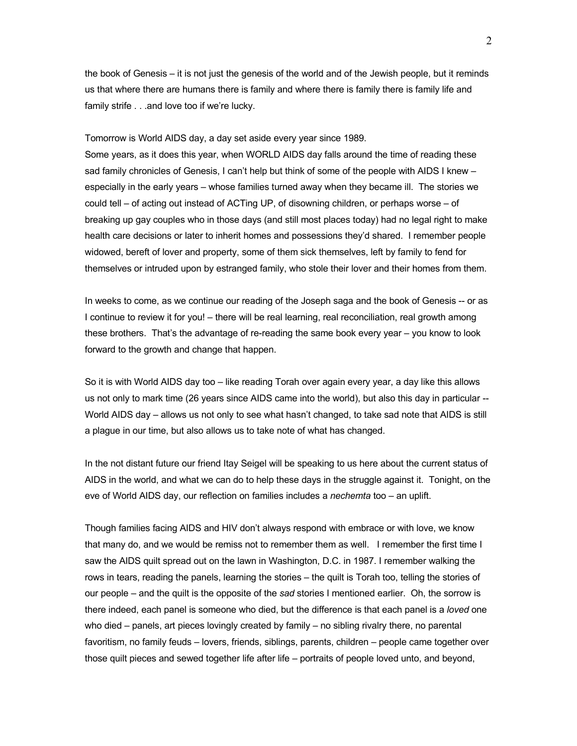the book of Genesis – it is not just the genesis of the world and of the Jewish people, but it reminds us that where there are humans there is family and where there is family there is family life and family strife . . .and love too if we're lucky.

Tomorrow is World AIDS day, a day set aside every year since 1989.
Some years, as it does this year, when WORLD AIDS day falls around the time of reading these sad family chronicles of Genesis, I can't help but think of some of the people with AIDS I knew – especially in the early years – whose families turned away when they became ill. The stories we could tell – of acting out instead of ACTing UP, of disowning children, or perhaps worse – of breaking up gay couples who in those days (and still most places today) had no legal right to make health care decisions or later to inherit homes and possessions they'd shared. I remember people widowed, bereft of lover and property, some of them sick themselves, left by family to fend for themselves or intruded upon by estranged family, who stole their lover and their homes from them.

In weeks to come, as we continue our reading of the Joseph saga and the book of Genesis -- or as I continue to review it for you! – there will be real learning, real reconciliation, real growth among these brothers. That's the advantage of re-reading the same book every year – you know to look forward to the growth and change that happen.

So it is with World AIDS day too – like reading Torah over again every year, a day like this allows us not only to mark time (26 years since AIDS came into the world), but also this day in particular -- World AIDS day – allows us not only to see what hasn't changed, to take sad note that AIDS is still a plague in our time, but also allows us to take note of what has changed.

In the not distant future our friend Itay Seigel will be speaking to us here about the current status of AIDS in the world, and what we can do to help these days in the struggle against it. Tonight, on the eve of World AIDS day, our reflection on families includes a *nechemta* too – an uplift.

Though families facing AIDS and HIV don't always respond with embrace or with love, we know that many do, and we would be remiss not to remember them as well. I remember the first time I saw the AIDS quilt spread out on the lawn in Washington, D.C. in 1987. I remember walking the rows in tears, reading the panels, learning the stories – the quilt is Torah too, telling the stories of our people – and the quilt is the opposite of the *sad* stories I mentioned earlier. Oh, the sorrow is there indeed, each panel is someone who died, but the difference is that each panel is a *loved* one who died – panels, art pieces lovingly created by family – no sibling rivalry there, no parental favoritism, no family feuds – lovers, friends, siblings, parents, children – people came together over those quilt pieces and sewed together life after life – portraits of people loved unto, and beyond,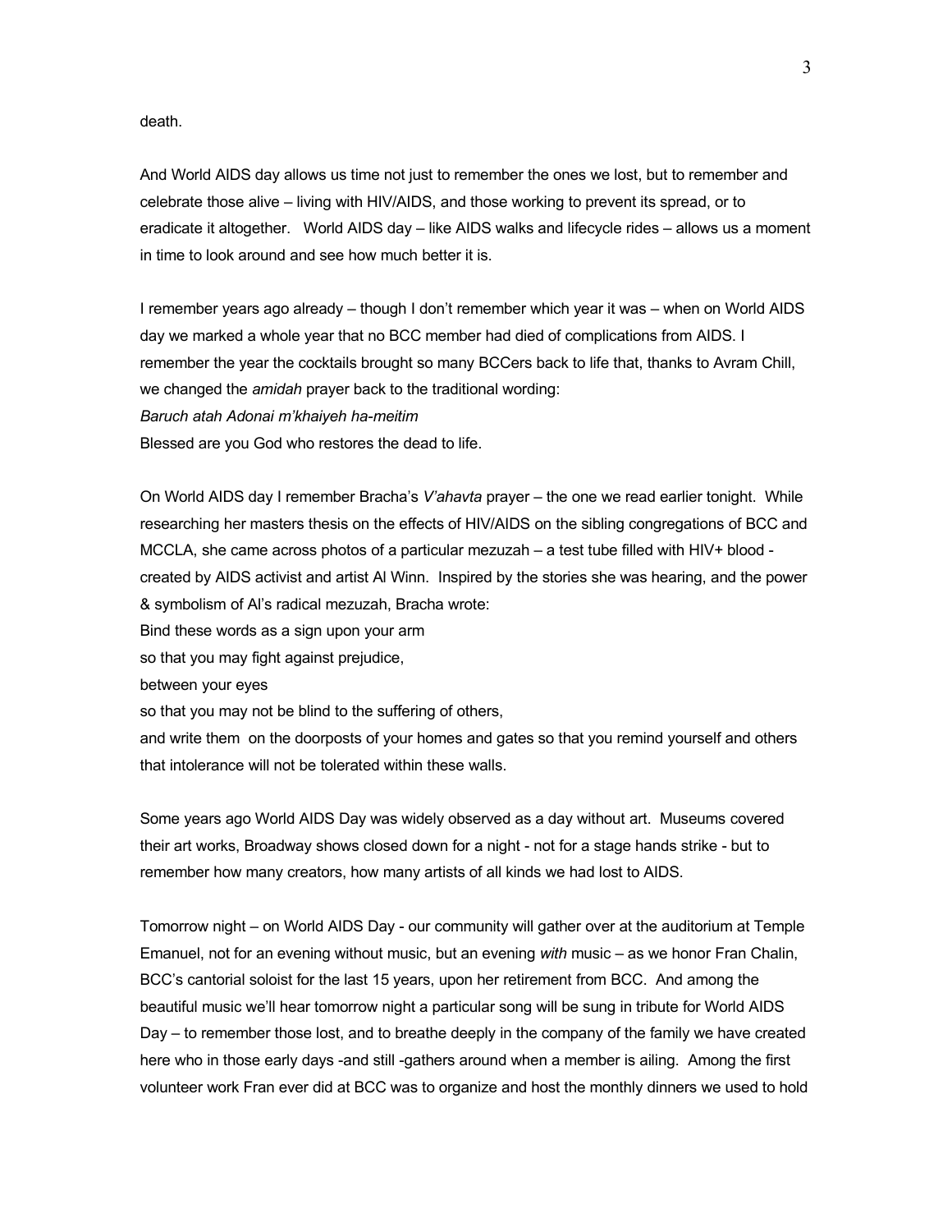death.

And World AIDS day allows us time not just to remember the ones we lost, but to remember and celebrate those alive – living with HIV/AIDS, and those working to prevent its spread, or to eradicate it altogether. World AIDS day – like AIDS walks and lifecycle rides – allows us a moment in time to look around and see how much better it is.

I remember years ago already – though I don't remember which year it was – when on World AIDS day we marked a whole year that no BCC member had died of complications from AIDS. I remember the year the cocktails brought so many BCCers back to life that, thanks to Avram Chill, we changed the *amidah* prayer back to the traditional wording:
*Baruch atah Adonai m'khaiyeh ha-meitim*
Blessed are you God who restores the dead to life.

On World AIDS day I remember Bracha's *V'ahavta* prayer – the one we read earlier tonight. While researching her masters thesis on the effects of HIV/AIDS on the sibling congregations of BCC and MCCLA, she came across photos of a particular mezuzah – a test tube filled with HIV+ blood - created by AIDS activist and artist Al Winn. Inspired by the stories she was hearing, and the power & symbolism of Al's radical mezuzah, Bracha wrote:
Bind these words as a sign upon your arm
so that you may fight against prejudice,
between your eyes
so that you may not be blind to the suffering of others,
and write them on the doorposts of your homes and gates so that you remind yourself and others that intolerance will not be tolerated within these walls.

Some years ago World AIDS Day was widely observed as a day without art. Museums covered their art works, Broadway shows closed down for a night - not for a stage hands strike - but to remember how many creators, how many artists of all kinds we had lost to AIDS.

Tomorrow night – on World AIDS Day - our community will gather over at the auditorium at Temple Emanuel, not for an evening without music, but an evening *with* music – as we honor Fran Chalin, BCC's cantorial soloist for the last 15 years, upon her retirement from BCC. And among the beautiful music we'll hear tomorrow night a particular song will be sung in tribute for World AIDS Day – to remember those lost, and to breathe deeply in the company of the family we have created here who in those early days -and still -gathers around when a member is ailing. Among the first volunteer work Fran ever did at BCC was to organize and host the monthly dinners we used to hold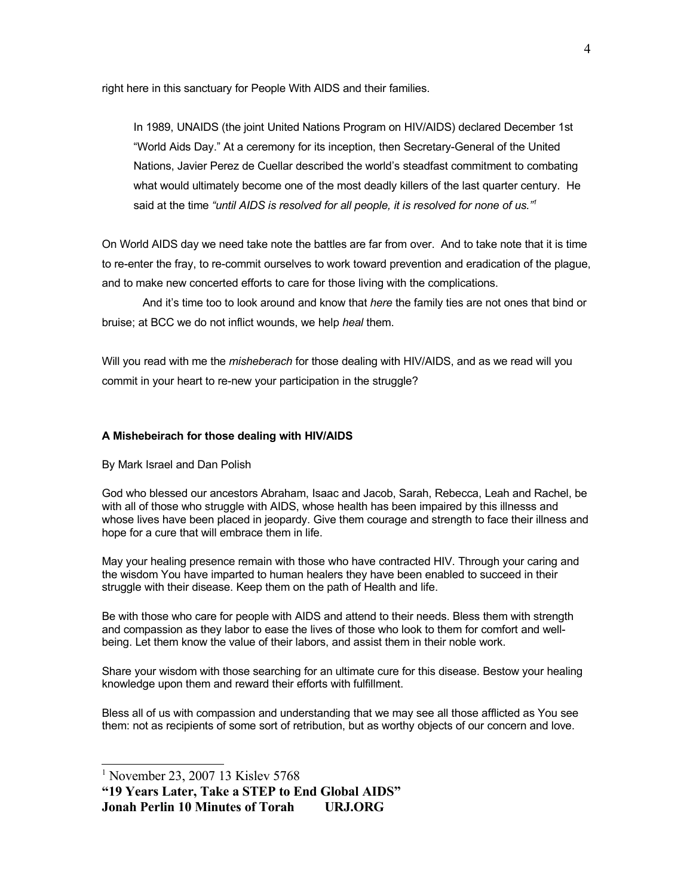right here in this sanctuary for People With AIDS and their families.

> In 1989, UNAIDS (the joint United Nations Program on HIV/AIDS) declared December 1st "World Aids Day." At a ceremony for its inception, then Secretary-General of the United Nations, Javier Perez de Cuellar described the world's steadfast commitment to combating what would ultimately become one of the most deadly killers of the last quarter century. He said at the time *"until AIDS is resolved for all people, it is resolved for none of us."*[1]

On World AIDS day we need take note the battles are far from over. And to take note that it is time to re-enter the fray, to re-commit ourselves to work toward prevention and eradication of the plague, and to make new concerted efforts to care for those living with the complications.

And it's time too to look around and know that *here* the family ties are not ones that bind or bruise; at BCC we do not inflict wounds, we help *heal* them.

Will you read with me the *misheberach* for those dealing with HIV/AIDS, and as we read will you commit in your heart to re-new your participation in the struggle?

**A Mishebeirach for those dealing with HIV/AIDS**

By Mark Israel and Dan Polish

God who blessed our ancestors Abraham, Isaac and Jacob, Sarah, Rebecca, Leah and Rachel, be with all of those who struggle with AIDS, whose health has been impaired by this illnesss and whose lives have been placed in jeopardy. Give them courage and strength to face their illness and hope for a cure that will embrace them in life.

May your healing presence remain with those who have contracted HIV. Through your caring and the wisdom You have imparted to human healers they have been enabled to succeed in their struggle with their disease. Keep them on the path of Health and life.

Be with those who care for people with AIDS and attend to their needs. Bless them with strength and compassion as they labor to ease the lives of those who look to them for comfort and well-being. Let them know the value of their labors, and assist them in their noble work.

Share your wisdom with those searching for an ultimate cure for this disease. Bestow your healing knowledge upon them and reward their efforts with fulfillment.

Bless all of us with compassion and understanding that we may see all those afflicted as You see them: not as recipients of some sort of retribution, but as worthy objects of our concern and love.

---

[1] November 23, 2007 13 Kislev 5768
**"19 Years Later, Take a STEP to End Global AIDS"**
**Jonah Perlin 10 Minutes of Torah URJ.ORG**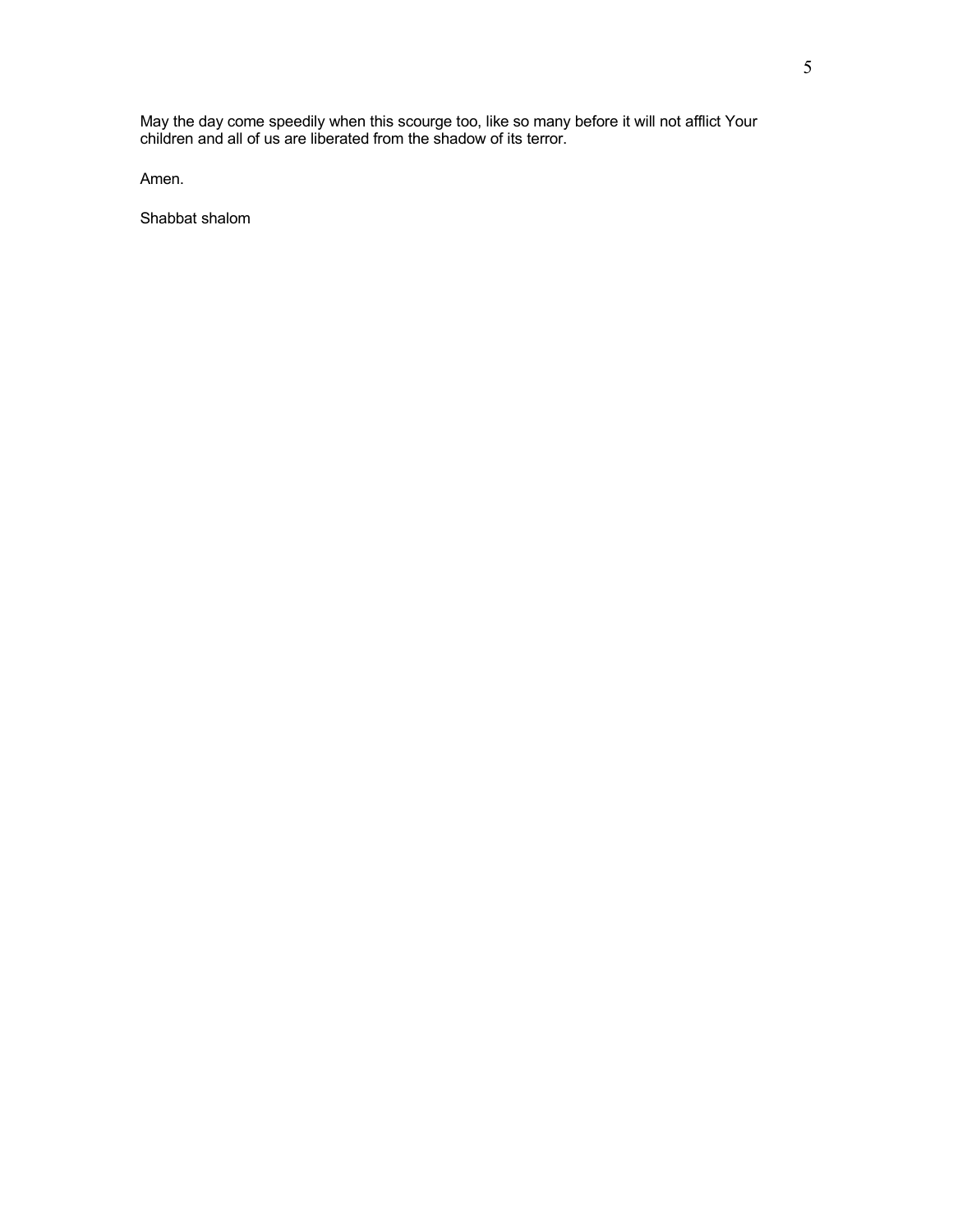May the day come speedily when this scourge too, like so many before it will not afflict Your children and all of us are liberated from the shadow of its terror.

Amen.

Shabbat shalom